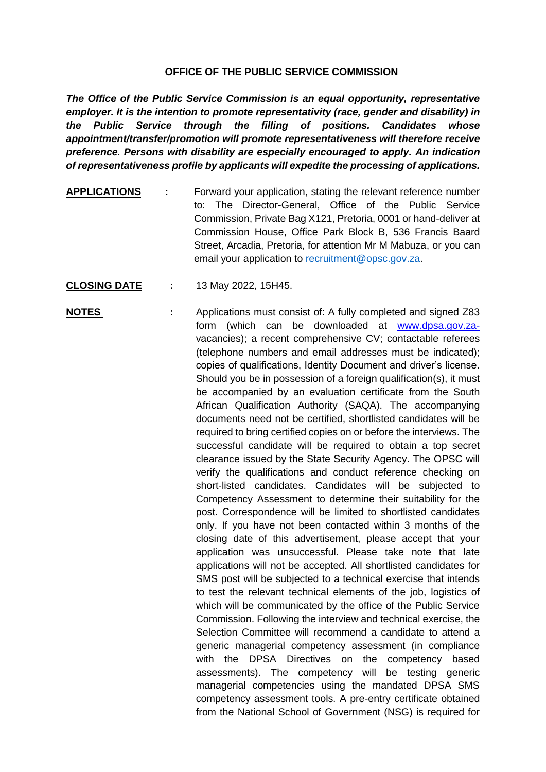**OFFICE OF THE PUBLIC SERVICE COMMISSION**

***The Office of the Public Service Commission is an equal opportunity, representative employer. It is the intention to promote representativity (race, gender and disability) in the Public Service through the filling of positions. Candidates whose appointment/transfer/promotion will promote representativeness will therefore receive preference. Persons with disability are especially encouraged to apply. An indication of representativeness profile by applicants will expedite the processing of applications.***

**APPLICATIONS** : Forward your application, stating the relevant reference number to: The Director-General, Office of the Public Service Commission, Private Bag X121, Pretoria, 0001 or hand-deliver at Commission House, Office Park Block B, 536 Francis Baard Street, Arcadia, Pretoria, for attention Mr M Mabuza, or you can email your application to recruitment@opsc.gov.za.

**CLOSING DATE** : 13 May 2022, 15H45.

**NOTES** : Applications must consist of: A fully completed and signed Z83 form (which can be downloaded at www.dpsa.gov.za-vacancies); a recent comprehensive CV; contactable referees (telephone numbers and email addresses must be indicated); copies of qualifications, Identity Document and driver's license. Should you be in possession of a foreign qualification(s), it must be accompanied by an evaluation certificate from the South African Qualification Authority (SAQA). The accompanying documents need not be certified, shortlisted candidates will be required to bring certified copies on or before the interviews. The successful candidate will be required to obtain a top secret clearance issued by the State Security Agency. The OPSC will verify the qualifications and conduct reference checking on short-listed candidates. Candidates will be subjected to Competency Assessment to determine their suitability for the post. Correspondence will be limited to shortlisted candidates only. If you have not been contacted within 3 months of the closing date of this advertisement, please accept that your application was unsuccessful. Please take note that late applications will not be accepted. All shortlisted candidates for SMS post will be subjected to a technical exercise that intends to test the relevant technical elements of the job, logistics of which will be communicated by the office of the Public Service Commission. Following the interview and technical exercise, the Selection Committee will recommend a candidate to attend a generic managerial competency assessment (in compliance with the DPSA Directives on the competency based assessments). The competency will be testing generic managerial competencies using the mandated DPSA SMS competency assessment tools. A pre-entry certificate obtained from the National School of Government (NSG) is required for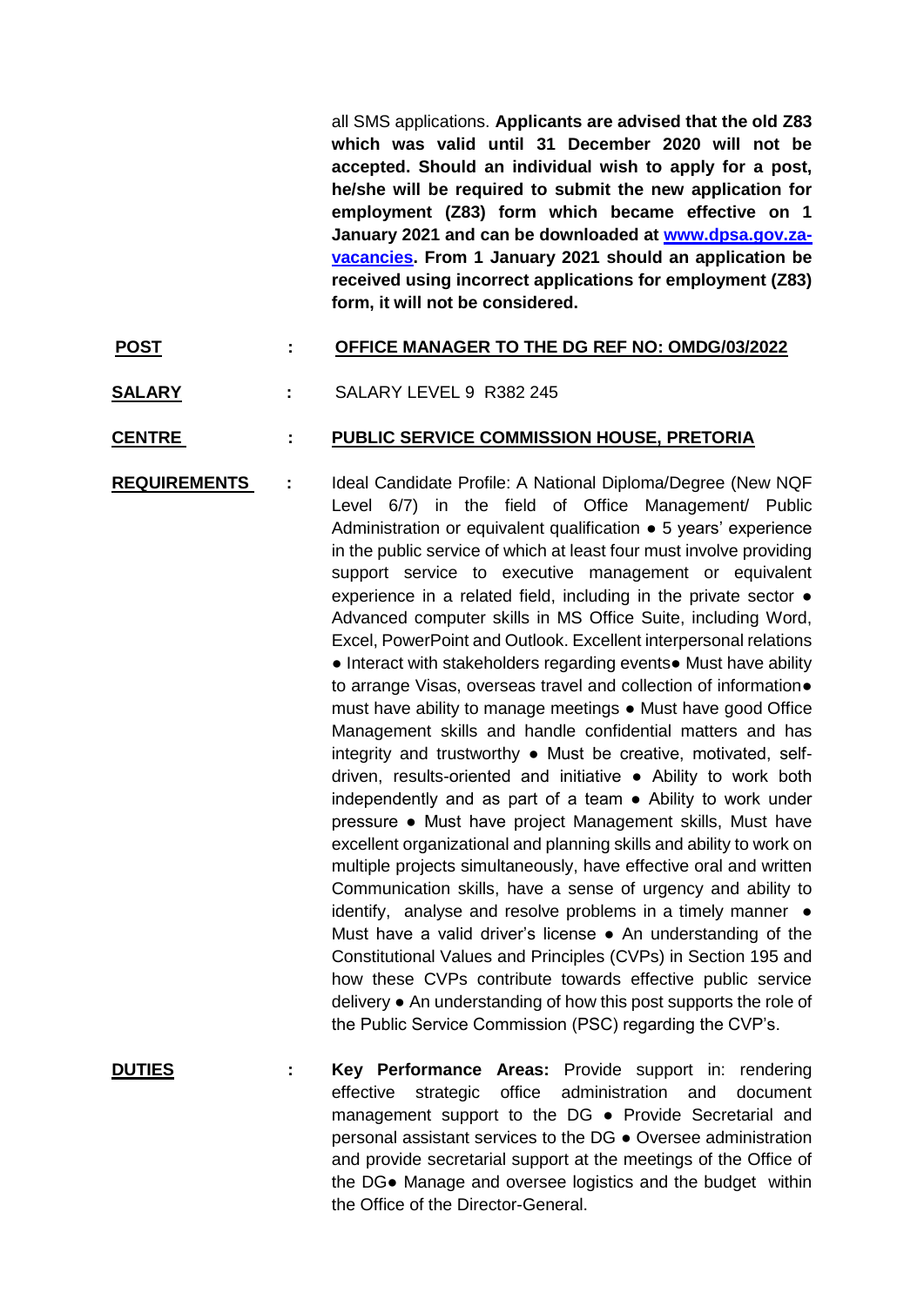all SMS applications. **Applicants are advised that the old Z83 which was valid until 31 December 2020 will not be accepted. Should an individual wish to apply for a post, he/she will be required to submit the new application for employment (Z83) form which became effective on 1 January 2021 and can be downloaded at [www.dpsa.gov.za-vacancies](www.dpsa.gov.za-vacancies). From 1 January 2021 should an application be received using incorrect applications for employment (Z83) form, it will not be considered.**

**POST** : **OFFICE MANAGER TO THE DG REF NO: OMDG/03/2022**

**SALARY** : SALARY LEVEL 9 R382 245

**CENTRE** : **PUBLIC SERVICE COMMISSION HOUSE, PRETORIA**

**REQUIREMENTS** : Ideal Candidate Profile: A National Diploma/Degree (New NQF Level 6/7) in the field of Office Management/ Public Administration or equivalent qualification ● 5 years' experience in the public service of which at least four must involve providing support service to executive management or equivalent experience in a related field, including in the private sector ● Advanced computer skills in MS Office Suite, including Word, Excel, PowerPoint and Outlook. Excellent interpersonal relations ● Interact with stakeholders regarding events● Must have ability to arrange Visas, overseas travel and collection of information● must have ability to manage meetings ● Must have good Office Management skills and handle confidential matters and has integrity and trustworthy ● Must be creative, motivated, self-driven, results-oriented and initiative ● Ability to work both independently and as part of a team ● Ability to work under pressure ● Must have project Management skills, Must have excellent organizational and planning skills and ability to work on multiple projects simultaneously, have effective oral and written Communication skills, have a sense of urgency and ability to identify, analyse and resolve problems in a timely manner ● Must have a valid driver's license ● An understanding of the Constitutional Values and Principles (CVPs) in Section 195 and how these CVPs contribute towards effective public service delivery ● An understanding of how this post supports the role of the Public Service Commission (PSC) regarding the CVP's.

**DUTIES** : **Key Performance Areas:** Provide support in: rendering effective strategic office administration and document management support to the DG ● Provide Secretarial and personal assistant services to the DG ● Oversee administration and provide secretarial support at the meetings of the Office of the DG● Manage and oversee logistics and the budget within the Office of the Director-General.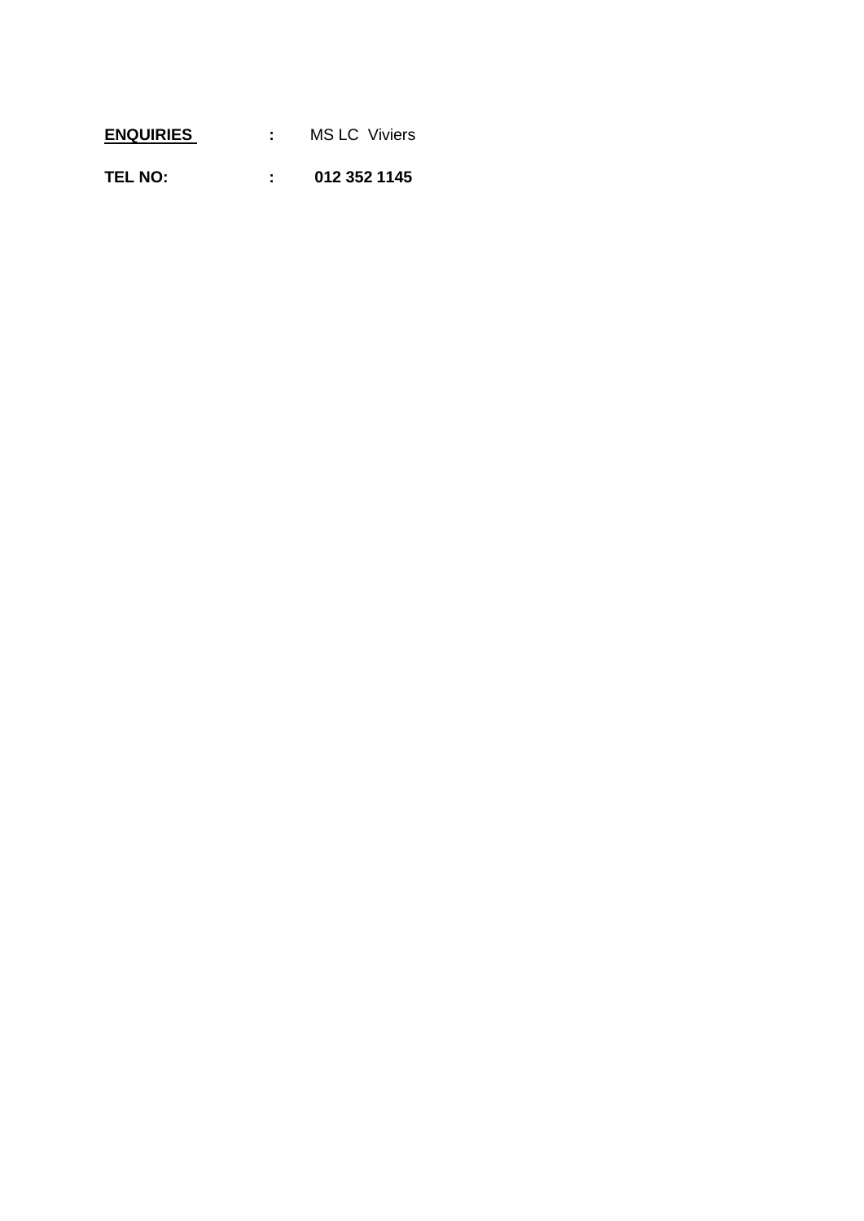**<u>ENQUIRIES</u>** **:** MS LC Viviers

**TEL NO:** **:** **012 352 1145**